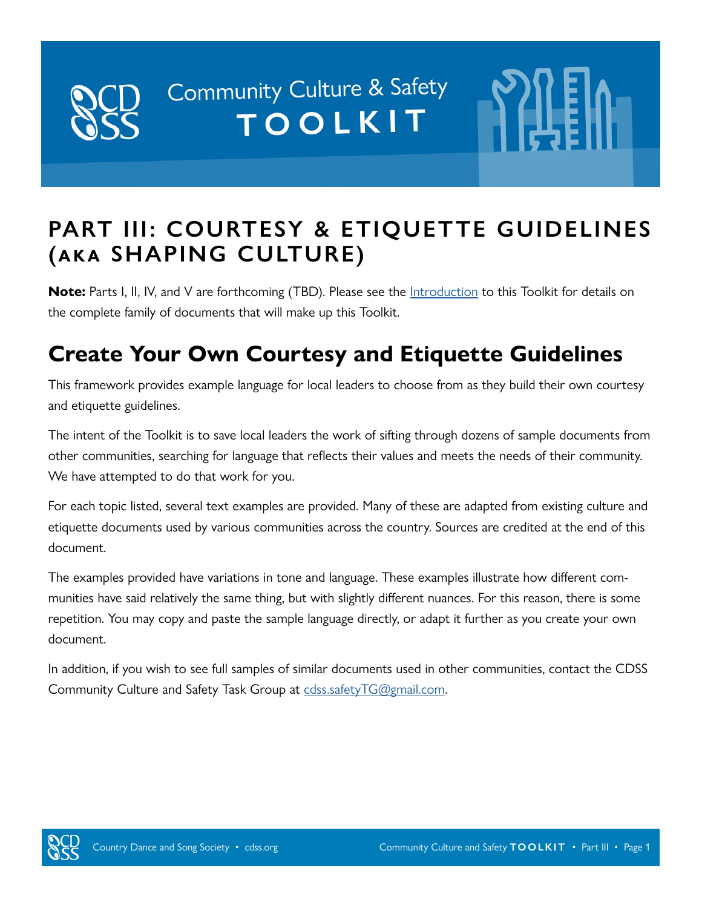# Community Culture & Safety TOOLKIT

## PART III: COURTESY & ETIQUETTE GUIDELINES (AKA SHAPING CULTURE)

**Note:** Parts I, II, IV, and V are forthcoming (TBD). Please see the [Introduction](#) to this Toolkit for details on the complete family of documents that will make up this Toolkit.

## Create Your Own Courtesy and Etiquette Guidelines

This framework provides example language for local leaders to choose from as they build their own courtesy and etiquette guidelines.

The intent of the Toolkit is to save local leaders the work of sifting through dozens of sample documents from other communities, searching for language that reflects their values and meets the needs of their community. We have attempted to do that work for you.

For each topic listed, several text examples are provided. Many of these are adapted from existing culture and etiquette documents used by various communities across the country. Sources are credited at the end of this document.

The examples provided have variations in tone and language. These examples illustrate how different communities have said relatively the same thing, but with slightly different nuances. For this reason, there is some repetition. You may copy and paste the sample language directly, or adapt it further as you create your own document.

In addition, if you wish to see full samples of similar documents used in other communities, contact the CDSS Community Culture and Safety Task Group at cdss.safetyTG@gmail.com.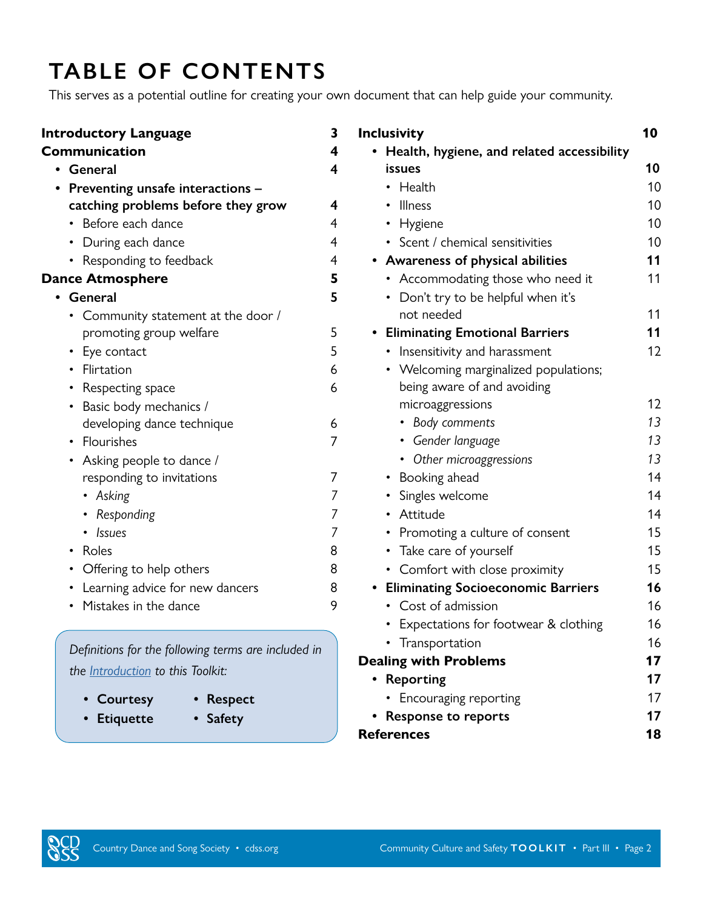# TABLE OF CONTENTS

This serves as a potential outline for creating your own document that can help guide your community.

- **Introductory Language** — **3**
- **Communication** — **4**
  - **General** — **4**
  - **Preventing unsafe interactions – catching problems before they grow** — **4**
    - Before each dance — 4
    - During each dance — 4
    - Responding to feedback — 4
- **Dance Atmosphere** — **5**
  - **General** — **5**
    - Community statement at the door / promoting group welfare — 5
    - Eye contact — 5
    - Flirtation — 6
    - Respecting space — 6
    - Basic body mechanics / developing dance technique — 6
    - Flourishes — 7
    - Asking people to dance / responding to invitations — 7
      - *Asking* — *7*
      - *Responding* — *7*
      - *Issues* — *7*
    - Roles — 8
    - Offering to help others — 8
    - Learning advice for new dancers — 8
    - Mistakes in the dance — 9

*Definitions for the following terms are included in the Introduction to this Toolkit:*

- **Courtesy**
- **Etiquette**
- **Respect**
- **Safety**

- **Inclusivity** — **10**
  - **Health, hygiene, and related accessibility issues** — **10**
    - Health — 10
    - Illness — 10
    - Hygiene — 10
    - Scent / chemical sensitivities — 10
  - **Awareness of physical abilities** — **11**
    - Accommodating those who need it — 11
    - Don't try to be helpful when it's not needed — 11
  - **Eliminating Emotional Barriers** — **11**
    - Insensitivity and harassment — 12
    - Welcoming marginalized populations; being aware of and avoiding microaggressions — 12
      - *Body comments* — *13*
      - *Gender language* — *13*
      - *Other microaggressions* — *13*
    - Booking ahead — 14
    - Singles welcome — 14
    - Attitude — 14
    - Promoting a culture of consent — 15
    - Take care of yourself — 15
    - Comfort with close proximity — 15
  - **Eliminating Socioeconomic Barriers** — **16**
    - Cost of admission — 16
    - Expectations for footwear & clothing — 16
    - Transportation — 16
- **Dealing with Problems** — **17**
  - **Reporting** — **17**
    - Encouraging reporting — 17
  - **Response to reports** — **17**
- **References** — **18**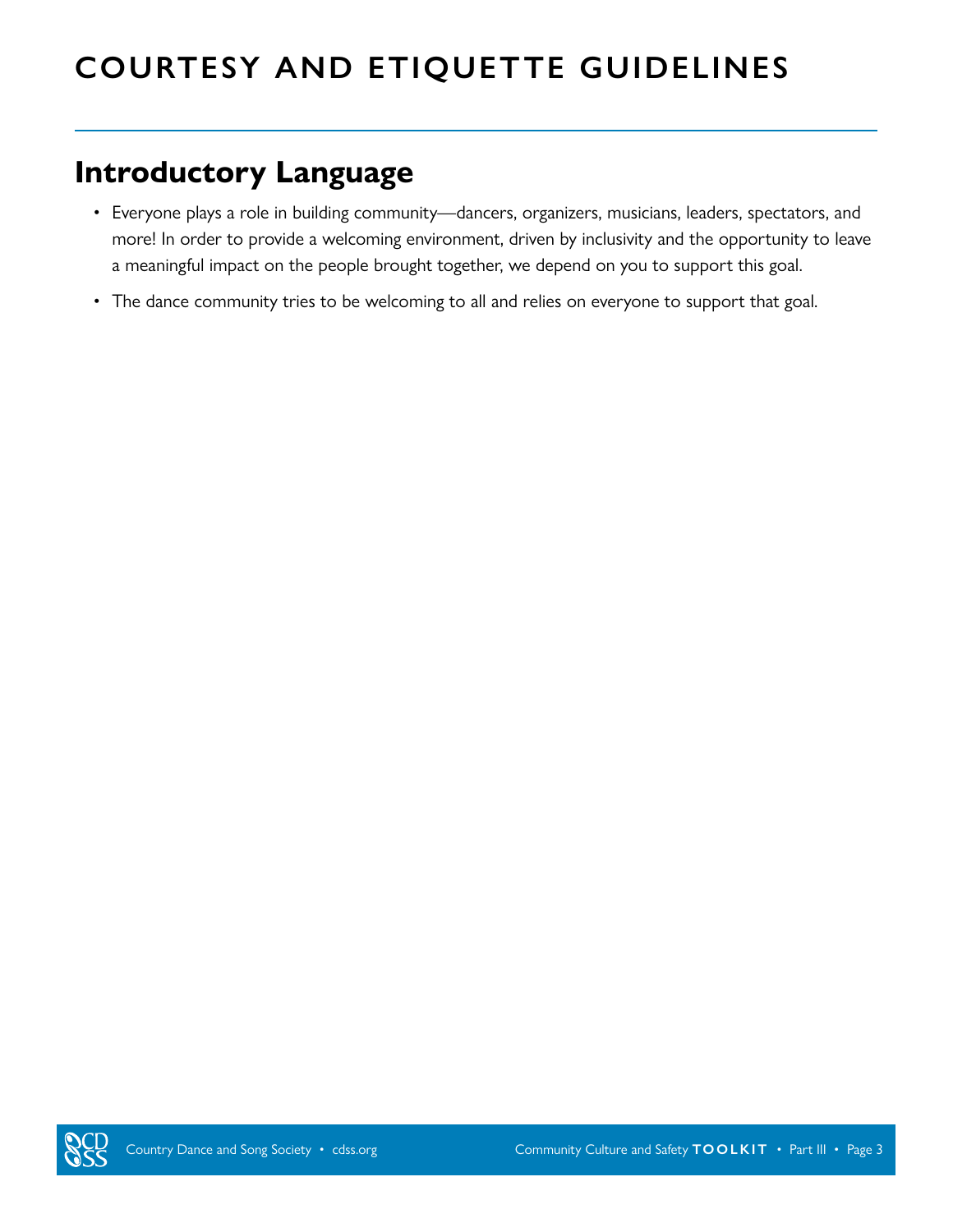# COURTESY AND ETIQUETTE GUIDELINES

## Introductory Language

- Everyone plays a role in building community—dancers, organizers, musicians, leaders, spectators, and more! In order to provide a welcoming environment, driven by inclusivity and the opportunity to leave a meaningful impact on the people brought together, we depend on you to support this goal.
- The dance community tries to be welcoming to all and relies on everyone to support that goal.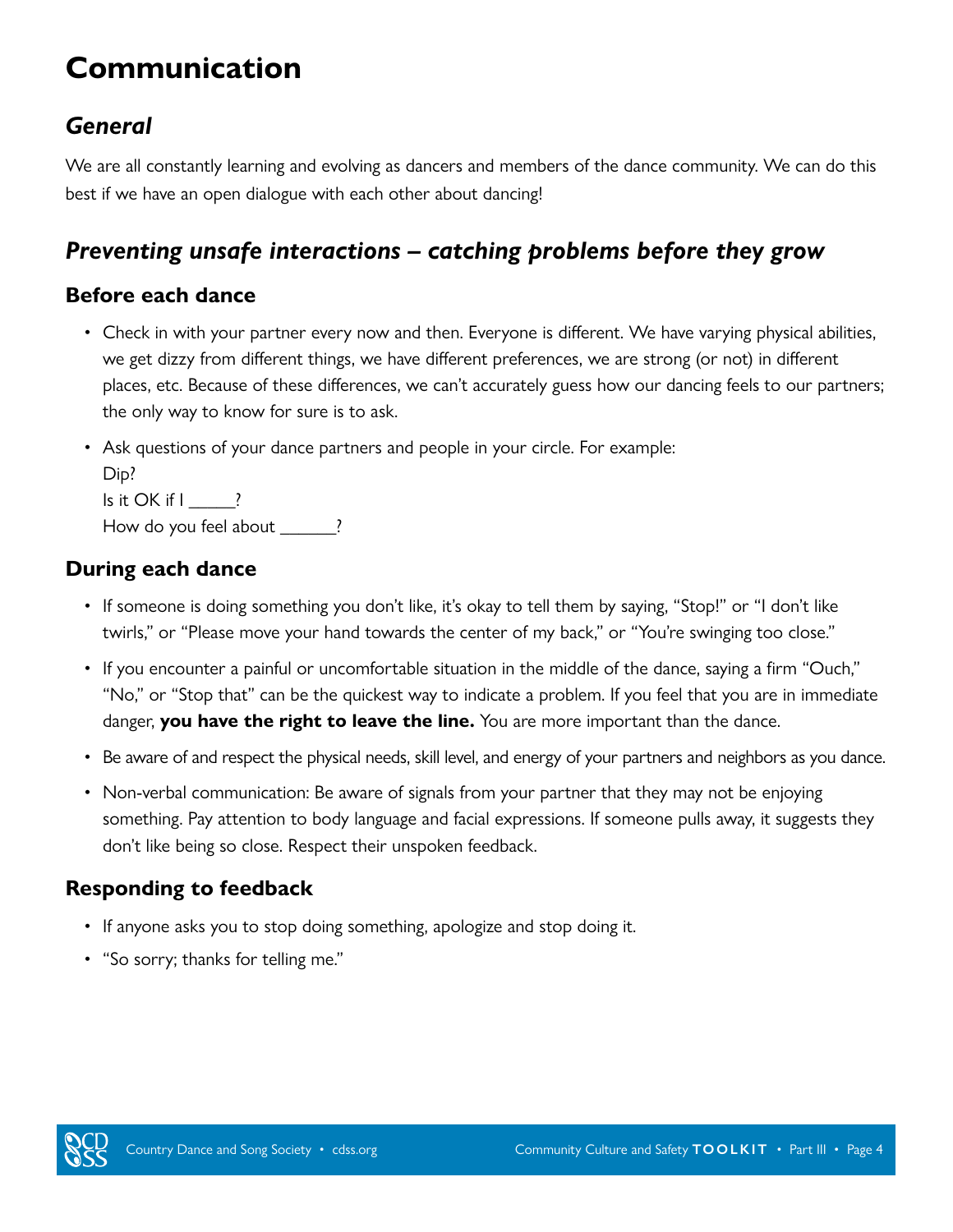# Communication

## *General*

We are all constantly learning and evolving as dancers and members of the dance community. We can do this best if we have an open dialogue with each other about dancing!

## *Preventing unsafe interactions – catching problems before they grow*

### Before each dance

- Check in with your partner every now and then. Everyone is different. We have varying physical abilities, we get dizzy from different things, we have different preferences, we are strong (or not) in different places, etc. Because of these differences, we can't accurately guess how our dancing feels to our partners; the only way to know for sure is to ask.
- Ask questions of your dance partners and people in your circle. For example:
  Dip?
  Is it OK if I _____?
  How do you feel about ______?

### During each dance

- If someone is doing something you don't like, it's okay to tell them by saying, "Stop!" or "I don't like twirls," or "Please move your hand towards the center of my back," or "You're swinging too close."
- If you encounter a painful or uncomfortable situation in the middle of the dance, saying a firm "Ouch," "No," or "Stop that" can be the quickest way to indicate a problem. If you feel that you are in immediate danger, **you have the right to leave the line.** You are more important than the dance.
- Be aware of and respect the physical needs, skill level, and energy of your partners and neighbors as you dance.
- Non-verbal communication: Be aware of signals from your partner that they may not be enjoying something. Pay attention to body language and facial expressions. If someone pulls away, it suggests they don't like being so close. Respect their unspoken feedback.

### Responding to feedback

- If anyone asks you to stop doing something, apologize and stop doing it.
- "So sorry; thanks for telling me."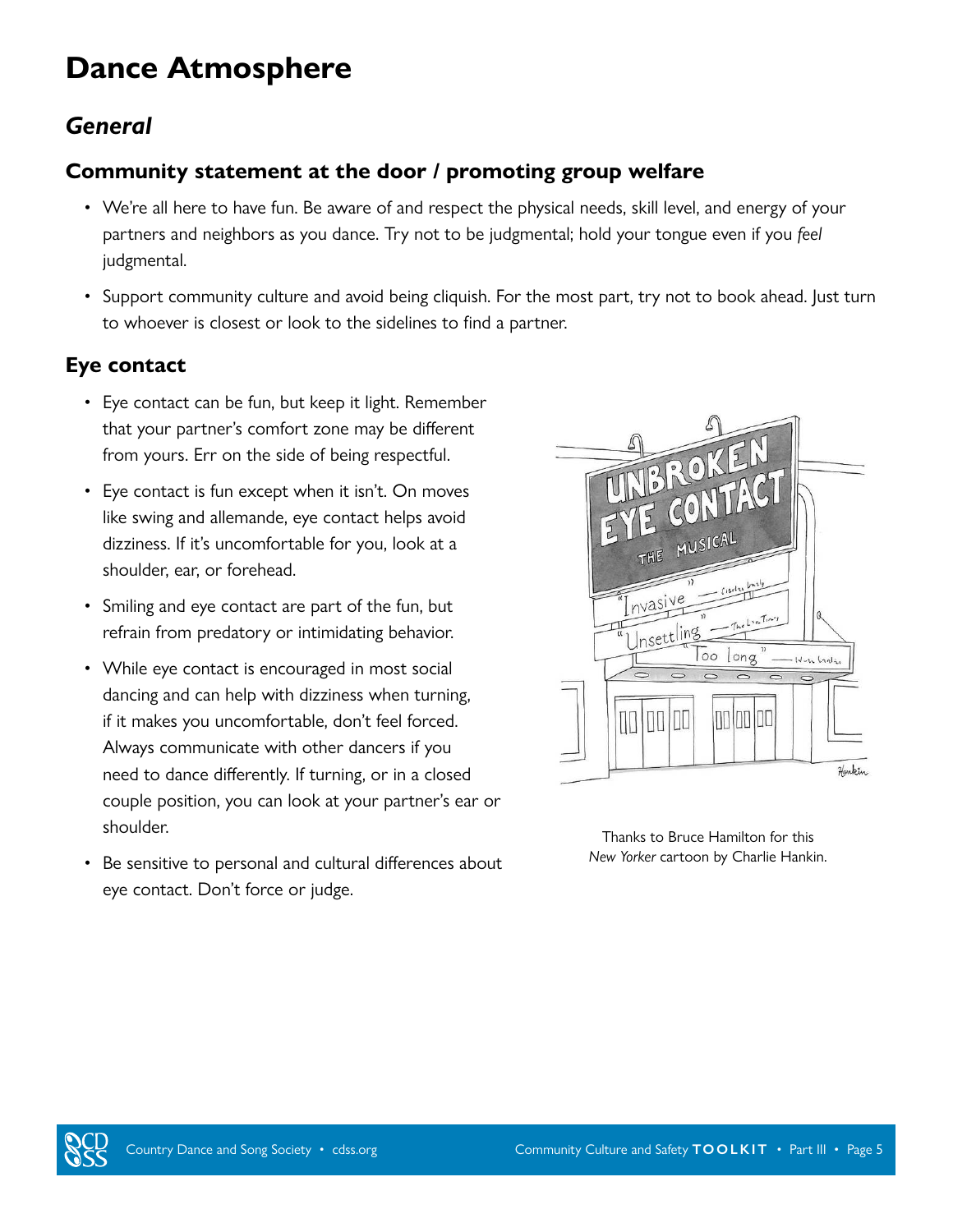# Dance Atmosphere

## *General*

### Community statement at the door / promoting group welfare

- We're all here to have fun. Be aware of and respect the physical needs, skill level, and energy of your partners and neighbors as you dance. Try not to be judgmental; hold your tongue even if you *feel* judgmental.
- Support community culture and avoid being cliquish. For the most part, try not to book ahead. Just turn to whoever is closest or look to the sidelines to find a partner.

### Eye contact

- Eye contact can be fun, but keep it light. Remember that your partner's comfort zone may be different from yours. Err on the side of being respectful.
- Eye contact is fun except when it isn't. On moves like swing and allemande, eye contact helps avoid dizziness. If it's uncomfortable for you, look at a shoulder, ear, or forehead.
- Smiling and eye contact are part of the fun, but refrain from predatory or intimidating behavior.
- While eye contact is encouraged in most social dancing and can help with dizziness when turning, if it makes you uncomfortable, don't feel forced. Always communicate with other dancers if you need to dance differently. If turning, or in a closed couple position, you can look at your partner's ear or shoulder.
- Be sensitive to personal and cultural differences about eye contact. Don't force or judge.

Thanks to Bruce Hamilton for this *New Yorker* cartoon by Charlie Hankin.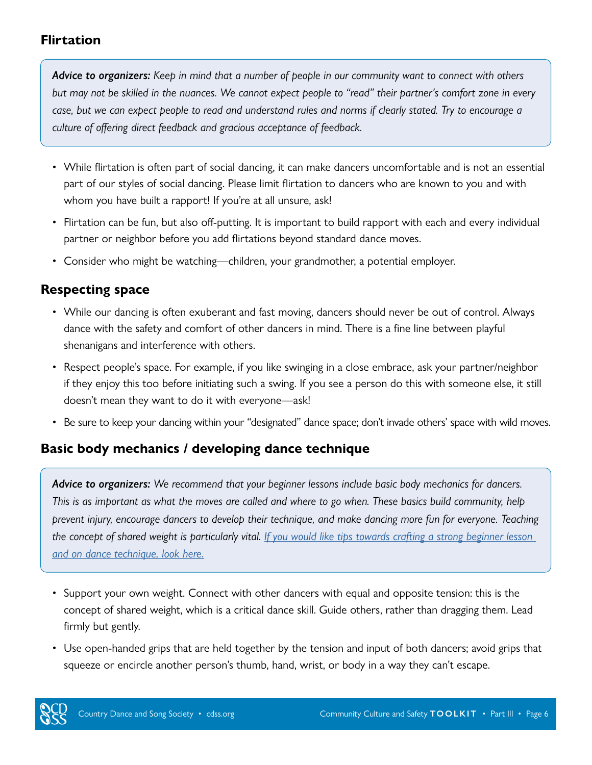## Flirtation

> ***Advice to organizers:*** *Keep in mind that a number of people in our community want to connect with others but may not be skilled in the nuances. We cannot expect people to "read" their partner's comfort zone in every case, but we can expect people to read and understand rules and norms if clearly stated. Try to encourage a culture of offering direct feedback and gracious acceptance of feedback.*

- While flirtation is often part of social dancing, it can make dancers uncomfortable and is not an essential part of our styles of social dancing. Please limit flirtation to dancers who are known to you and with whom you have built a rapport! If you're at all unsure, ask!
- Flirtation can be fun, but also off-putting. It is important to build rapport with each and every individual partner or neighbor before you add flirtations beyond standard dance moves.
- Consider who might be watching—children, your grandmother, a potential employer.

## Respecting space

- While our dancing is often exuberant and fast moving, dancers should never be out of control. Always dance with the safety and comfort of other dancers in mind. There is a fine line between playful shenanigans and interference with others.
- Respect people's space. For example, if you like swinging in a close embrace, ask your partner/neighbor if they enjoy this too before initiating such a swing. If you see a person do this with someone else, it still doesn't mean they want to do it with everyone—ask!
- Be sure to keep your dancing within your "designated" dance space; don't invade others' space with wild moves.

## Basic body mechanics / developing dance technique

> ***Advice to organizers:*** *We recommend that your beginner lessons include basic body mechanics for dancers. This is as important as what the moves are called and where to go when. These basics build community, help prevent injury, encourage dancers to develop their technique, and make dancing more fun for everyone. Teaching the concept of shared weight is particularly vital. If you would like tips towards crafting a strong beginner lesson and on dance technique, look here.*

- Support your own weight. Connect with other dancers with equal and opposite tension: this is the concept of shared weight, which is a critical dance skill. Guide others, rather than dragging them. Lead firmly but gently.
- Use open-handed grips that are held together by the tension and input of both dancers; avoid grips that squeeze or encircle another person's thumb, hand, wrist, or body in a way they can't escape.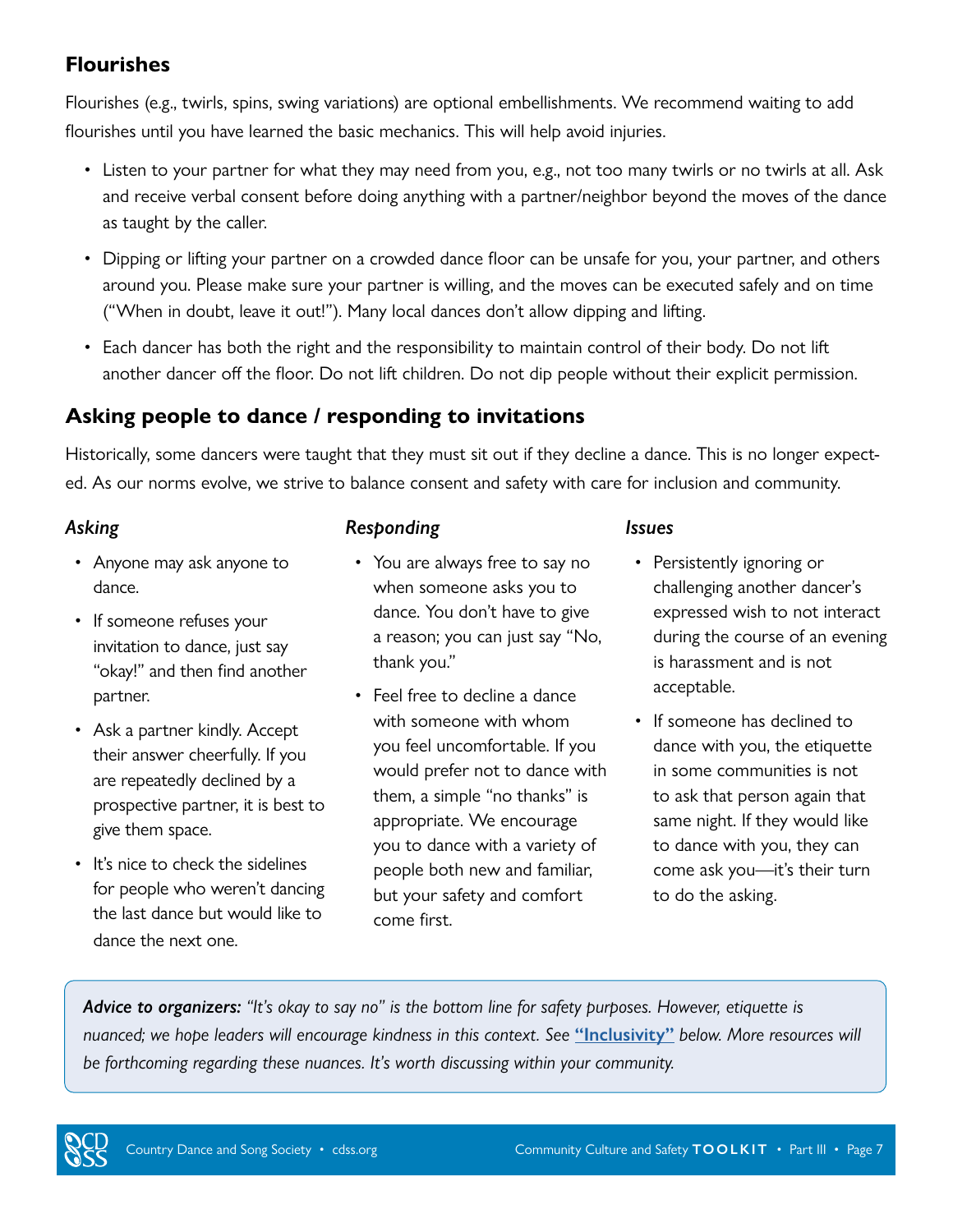## Flourishes

Flourishes (e.g., twirls, spins, swing variations) are optional embellishments. We recommend waiting to add flourishes until you have learned the basic mechanics. This will help avoid injuries.

- Listen to your partner for what they may need from you, e.g., not too many twirls or no twirls at all. Ask and receive verbal consent before doing anything with a partner/neighbor beyond the moves of the dance as taught by the caller.
- Dipping or lifting your partner on a crowded dance floor can be unsafe for you, your partner, and others around you. Please make sure your partner is willing, and the moves can be executed safely and on time ("When in doubt, leave it out!"). Many local dances don't allow dipping and lifting.
- Each dancer has both the right and the responsibility to maintain control of their body. Do not lift another dancer off the floor. Do not lift children. Do not dip people without their explicit permission.

## Asking people to dance / responding to invitations

Historically, some dancers were taught that they must sit out if they decline a dance. This is no longer expected. As our norms evolve, we strive to balance consent and safety with care for inclusion and community.

### *Asking*

- Anyone may ask anyone to dance.
- If someone refuses your invitation to dance, just say "okay!" and then find another partner.
- Ask a partner kindly. Accept their answer cheerfully. If you are repeatedly declined by a prospective partner, it is best to give them space.
- It's nice to check the sidelines for people who weren't dancing the last dance but would like to dance the next one.

### *Responding*

- You are always free to say no when someone asks you to dance. You don't have to give a reason; you can just say "No, thank you."
- Feel free to decline a dance with someone with whom you feel uncomfortable. If you would prefer not to dance with them, a simple "no thanks" is appropriate. We encourage you to dance with a variety of people both new and familiar, but your safety and comfort come first.

### *Issues*

- Persistently ignoring or challenging another dancer's expressed wish to not interact during the course of an evening is harassment and is not acceptable.
- If someone has declined to dance with you, the etiquette in some communities is not to ask that person again that same night. If they would like to dance with you, they can come ask you—it's their turn to do the asking.

> ***Advice to organizers:*** *"It's okay to say no" is the bottom line for safety purposes. However, etiquette is nuanced; we hope leaders will encourage kindness in this context. See **"Inclusivity"** below. More resources will be forthcoming regarding these nuances. It's worth discussing within your community.*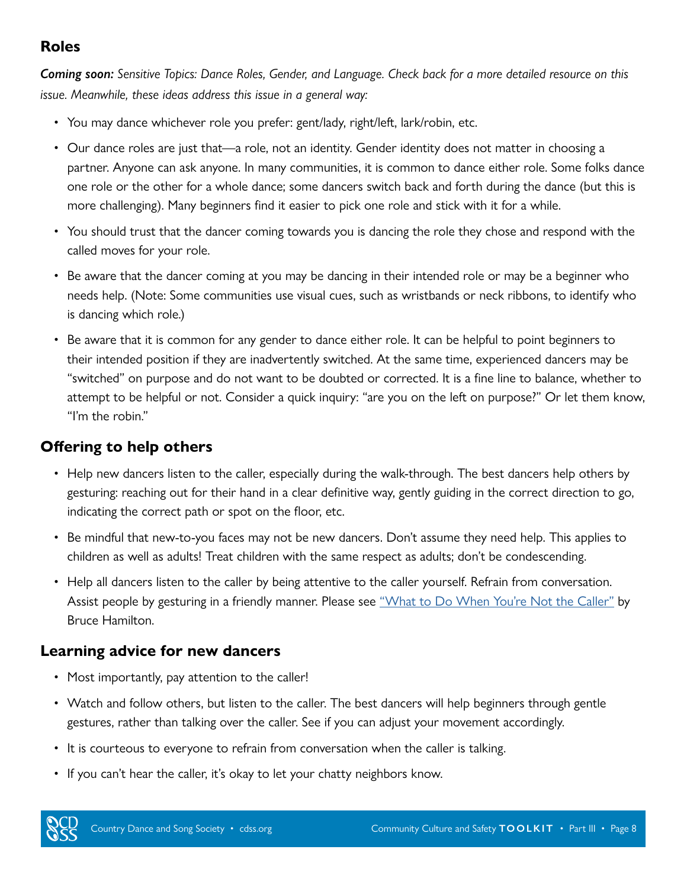## Roles

***Coming soon:*** *Sensitive Topics: Dance Roles, Gender, and Language. Check back for a more detailed resource on this issue. Meanwhile, these ideas address this issue in a general way:*

- You may dance whichever role you prefer: gent/lady, right/left, lark/robin, etc.
- Our dance roles are just that—a role, not an identity. Gender identity does not matter in choosing a partner. Anyone can ask anyone. In many communities, it is common to dance either role. Some folks dance one role or the other for a whole dance; some dancers switch back and forth during the dance (but this is more challenging). Many beginners find it easier to pick one role and stick with it for a while.
- You should trust that the dancer coming towards you is dancing the role they chose and respond with the called moves for your role.
- Be aware that the dancer coming at you may be dancing in their intended role or may be a beginner who needs help. (Note: Some communities use visual cues, such as wristbands or neck ribbons, to identify who is dancing which role.)
- Be aware that it is common for any gender to dance either role. It can be helpful to point beginners to their intended position if they are inadvertently switched. At the same time, experienced dancers may be "switched" on purpose and do not want to be doubted or corrected. It is a fine line to balance, whether to attempt to be helpful or not. Consider a quick inquiry: "are you on the left on purpose?" Or let them know, "I'm the robin."

## Offering to help others

- Help new dancers listen to the caller, especially during the walk-through. The best dancers help others by gesturing: reaching out for their hand in a clear definitive way, gently guiding in the correct direction to go, indicating the correct path or spot on the floor, etc.
- Be mindful that new-to-you faces may not be new dancers. Don't assume they need help. This applies to children as well as adults! Treat children with the same respect as adults; don't be condescending.
- Help all dancers listen to the caller by being attentive to the caller yourself. Refrain from conversation. Assist people by gesturing in a friendly manner. Please see "What to Do When You're Not the Caller" by Bruce Hamilton.

## Learning advice for new dancers

- Most importantly, pay attention to the caller!
- Watch and follow others, but listen to the caller. The best dancers will help beginners through gentle gestures, rather than talking over the caller. See if you can adjust your movement accordingly.
- It is courteous to everyone to refrain from conversation when the caller is talking.
- If you can't hear the caller, it's okay to let your chatty neighbors know.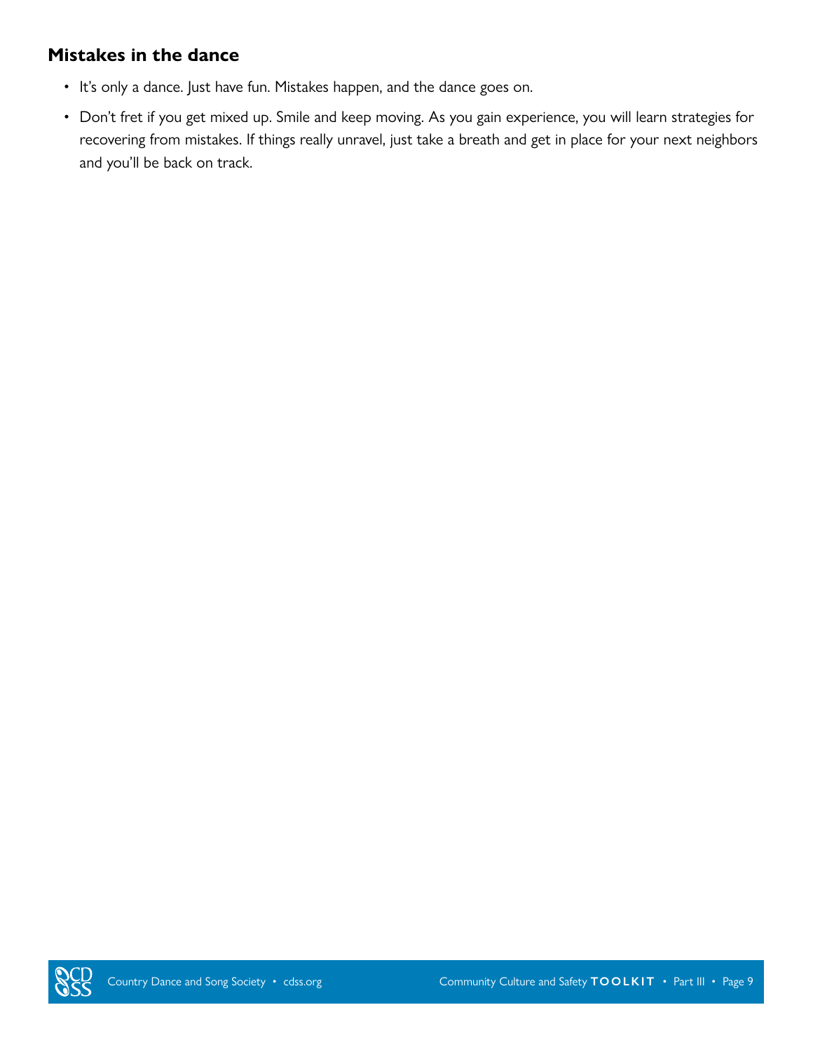### Mistakes in the dance

- It's only a dance. Just have fun. Mistakes happen, and the dance goes on.
- Don't fret if you get mixed up. Smile and keep moving. As you gain experience, you will learn strategies for recovering from mistakes. If things really unravel, just take a breath and get in place for your next neighbors and you'll be back on track.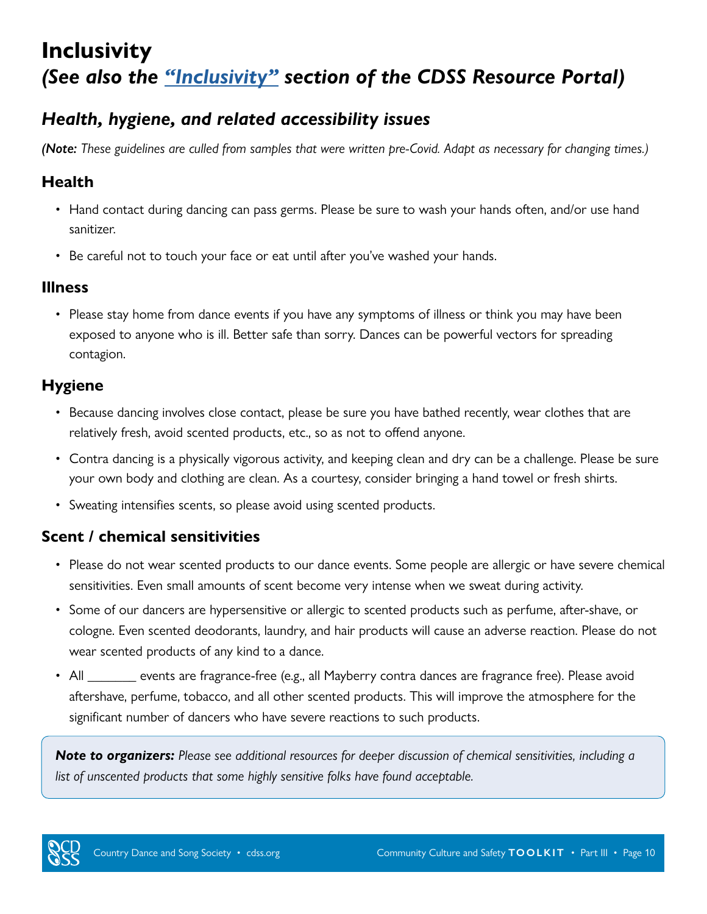# Inclusivity

## *(See also the ["Inclusivity"] section of the CDSS Resource Portal)*

### *Health, hygiene, and related accessibility issues*

***(Note:** These guidelines are culled from samples that were written pre-Covid. Adapt as necessary for changing times.)*

#### Health

- Hand contact during dancing can pass germs. Please be sure to wash your hands often, and/or use hand sanitizer.
- Be careful not to touch your face or eat until after you've washed your hands.

#### Illness

- Please stay home from dance events if you have any symptoms of illness or think you may have been exposed to anyone who is ill. Better safe than sorry. Dances can be powerful vectors for spreading contagion.

#### Hygiene

- Because dancing involves close contact, please be sure you have bathed recently, wear clothes that are relatively fresh, avoid scented products, etc., so as not to offend anyone.
- Contra dancing is a physically vigorous activity, and keeping clean and dry can be a challenge. Please be sure your own body and clothing are clean. As a courtesy, consider bringing a hand towel or fresh shirts.
- Sweating intensifies scents, so please avoid using scented products.

#### Scent / chemical sensitivities

- Please do not wear scented products to our dance events. Some people are allergic or have severe chemical sensitivities. Even small amounts of scent become very intense when we sweat during activity.
- Some of our dancers are hypersensitive or allergic to scented products such as perfume, after-shave, or cologne. Even scented deodorants, laundry, and hair products will cause an adverse reaction. Please do not wear scented products of any kind to a dance.
- All _______ events are fragrance-free (e.g., all Mayberry contra dances are fragrance free). Please avoid aftershave, perfume, tobacco, and all other scented products. This will improve the atmosphere for the significant number of dancers who have severe reactions to such products.

***Note to organizers:** Please see additional resources for deeper discussion of chemical sensitivities, including a list of unscented products that some highly sensitive folks have found acceptable.*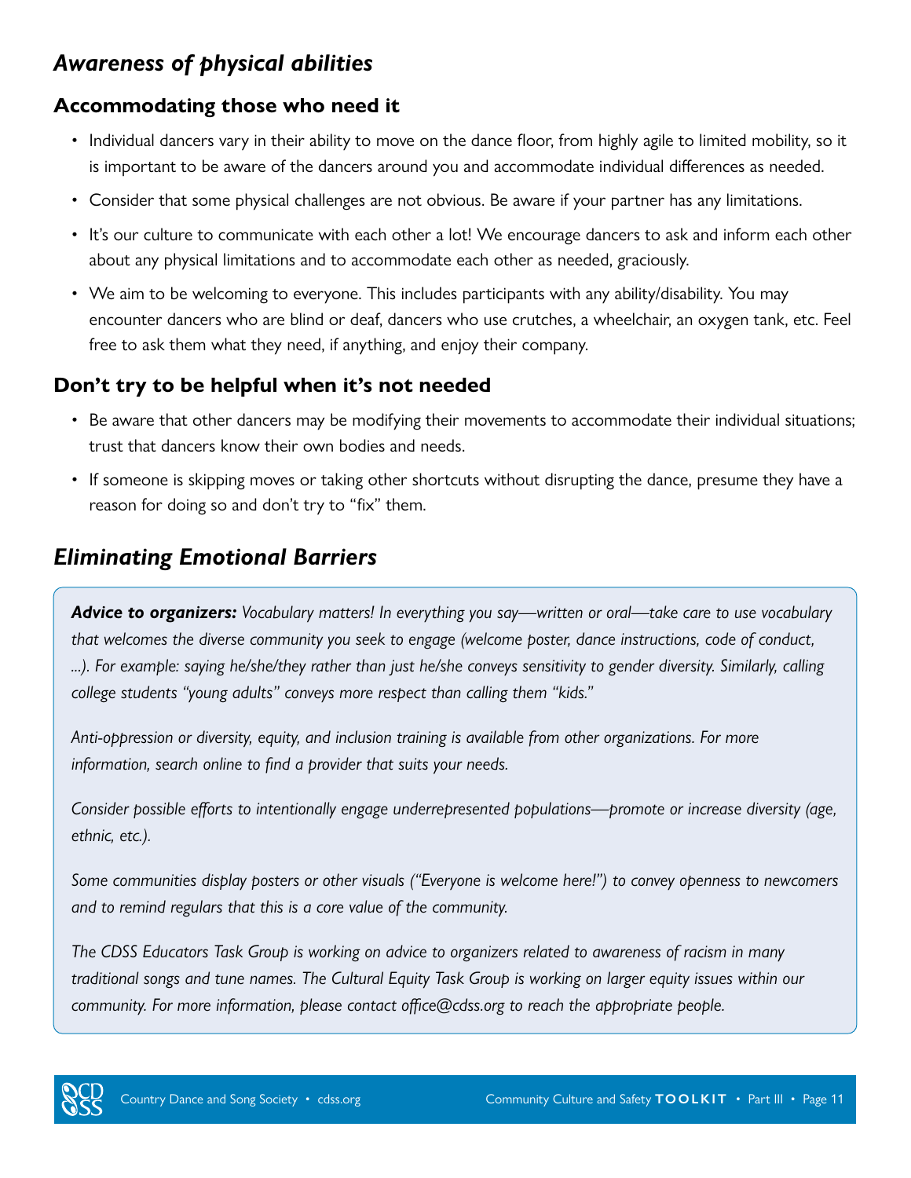## *Awareness of physical abilities*

### Accommodating those who need it

- Individual dancers vary in their ability to move on the dance floor, from highly agile to limited mobility, so it is important to be aware of the dancers around you and accommodate individual differences as needed.
- Consider that some physical challenges are not obvious. Be aware if your partner has any limitations.
- It's our culture to communicate with each other a lot! We encourage dancers to ask and inform each other about any physical limitations and to accommodate each other as needed, graciously.
- We aim to be welcoming to everyone. This includes participants with any ability/disability. You may encounter dancers who are blind or deaf, dancers who use crutches, a wheelchair, an oxygen tank, etc. Feel free to ask them what they need, if anything, and enjoy their company.

### Don't try to be helpful when it's not needed

- Be aware that other dancers may be modifying their movements to accommodate their individual situations; trust that dancers know their own bodies and needs.
- If someone is skipping moves or taking other shortcuts without disrupting the dance, presume they have a reason for doing so and don't try to "fix" them.

## *Eliminating Emotional Barriers*

***Advice to organizers:*** *Vocabulary matters! In everything you say—written or oral—take care to use vocabulary that welcomes the diverse community you seek to engage (welcome poster, dance instructions, code of conduct, ...). For example: saying he/she/they rather than just he/she conveys sensitivity to gender diversity. Similarly, calling college students "young adults" conveys more respect than calling them "kids."*

*Anti-oppression or diversity, equity, and inclusion training is available from other organizations. For more information, search online to find a provider that suits your needs.*

*Consider possible efforts to intentionally engage underrepresented populations—promote or increase diversity (age, ethnic, etc.).*

*Some communities display posters or other visuals ("Everyone is welcome here!") to convey openness to newcomers and to remind regulars that this is a core value of the community.*

*The CDSS Educators Task Group is working on advice to organizers related to awareness of racism in many traditional songs and tune names. The Cultural Equity Task Group is working on larger equity issues within our community. For more information, please contact office@cdss.org to reach the appropriate people.*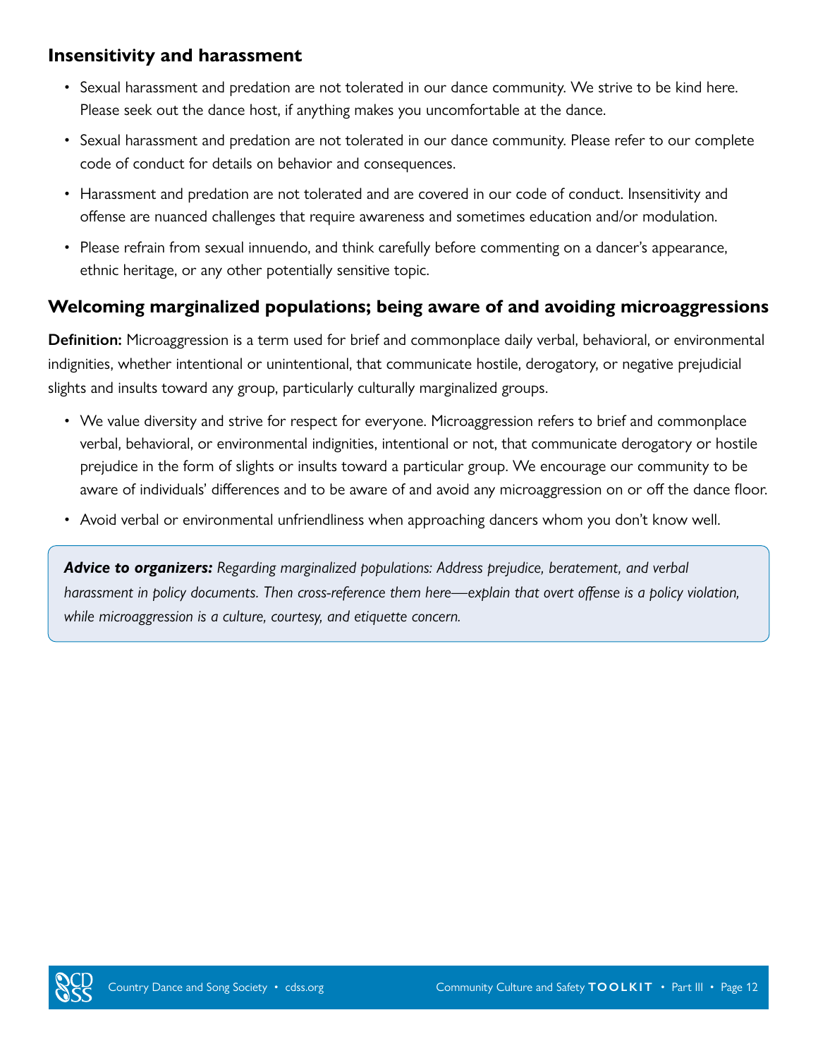## Insensitivity and harassment

- Sexual harassment and predation are not tolerated in our dance community. We strive to be kind here. Please seek out the dance host, if anything makes you uncomfortable at the dance.
- Sexual harassment and predation are not tolerated in our dance community. Please refer to our complete code of conduct for details on behavior and consequences.
- Harassment and predation are not tolerated and are covered in our code of conduct. Insensitivity and offense are nuanced challenges that require awareness and sometimes education and/or modulation.
- Please refrain from sexual innuendo, and think carefully before commenting on a dancer's appearance, ethnic heritage, or any other potentially sensitive topic.

## Welcoming marginalized populations; being aware of and avoiding microaggressions

**Definition:** Microaggression is a term used for brief and commonplace daily verbal, behavioral, or environmental indignities, whether intentional or unintentional, that communicate hostile, derogatory, or negative prejudicial slights and insults toward any group, particularly culturally marginalized groups.

- We value diversity and strive for respect for everyone. Microaggression refers to brief and commonplace verbal, behavioral, or environmental indignities, intentional or not, that communicate derogatory or hostile prejudice in the form of slights or insults toward a particular group. We encourage our community to be aware of individuals' differences and to be aware of and avoid any microaggression on or off the dance floor.
- Avoid verbal or environmental unfriendliness when approaching dancers whom you don't know well.

> ***Advice to organizers:*** *Regarding marginalized populations: Address prejudice, baratement, and verbal harassment in policy documents. Then cross-reference them here—explain that overt offense is a policy violation, while microaggression is a culture, courtesy, and etiquette concern.*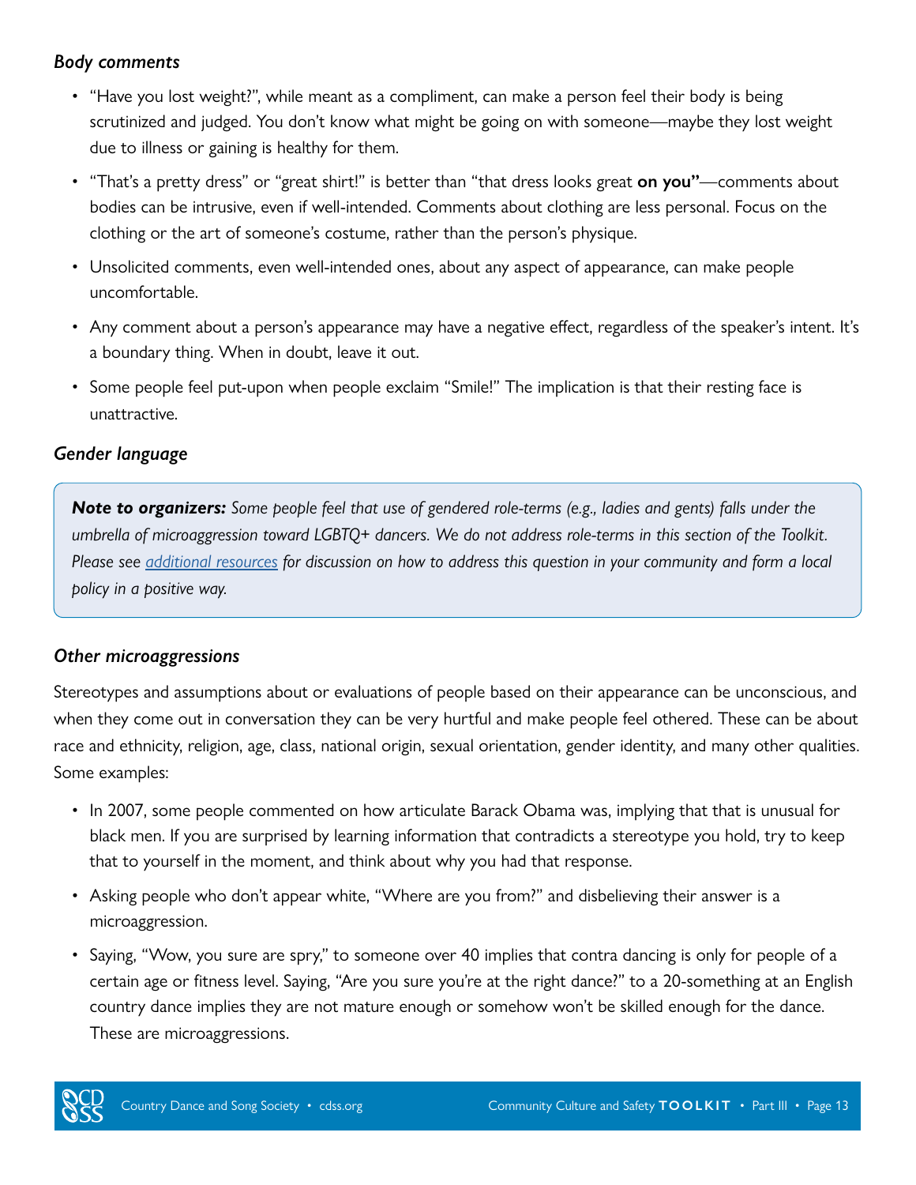### *Body comments*

- "Have you lost weight?", while meant as a compliment, can make a person feel their body is being scrutinized and judged. You don't know what might be going on with someone—maybe they lost weight due to illness or gaining is healthy for them.
- "That's a pretty dress" or "great shirt!" is better than "that dress looks great **on you"**—comments about bodies can be intrusive, even if well-intended. Comments about clothing are less personal. Focus on the clothing or the art of someone's costume, rather than the person's physique.
- Unsolicited comments, even well-intended ones, about any aspect of appearance, can make people uncomfortable.
- Any comment about a person's appearance may have a negative effect, regardless of the speaker's intent. It's a boundary thing. When in doubt, leave it out.
- Some people feel put-upon when people exclaim "Smile!" The implication is that their resting face is unattractive.

### *Gender language*

> ***Note to organizers:*** *Some people feel that use of gendered role-terms (e.g., ladies and gents) falls under the umbrella of microaggression toward LGBTQ+ dancers. We do not address role-terms in this section of the Toolkit. Please see [additional resources] for discussion on how to address this question in your community and form a local policy in a positive way.*

### *Other microaggressions*

Stereotypes and assumptions about or evaluations of people based on their appearance can be unconscious, and when they come out in conversation they can be very hurtful and make people feel othered. These can be about race and ethnicity, religion, age, class, national origin, sexual orientation, gender identity, and many other qualities. Some examples:

- In 2007, some people commented on how articulate Barack Obama was, implying that that is unusual for black men. If you are surprised by learning information that contradicts a stereotype you hold, try to keep that to yourself in the moment, and think about why you had that response.
- Asking people who don't appear white, "Where are you from?" and disbelieving their answer is a microaggression.
- Saying, "Wow, you sure are spry," to someone over 40 implies that contra dancing is only for people of a certain age or fitness level. Saying, "Are you sure you're at the right dance?" to a 20-something at an English country dance implies they are not mature enough or somehow won't be skilled enough for the dance. These are microaggressions.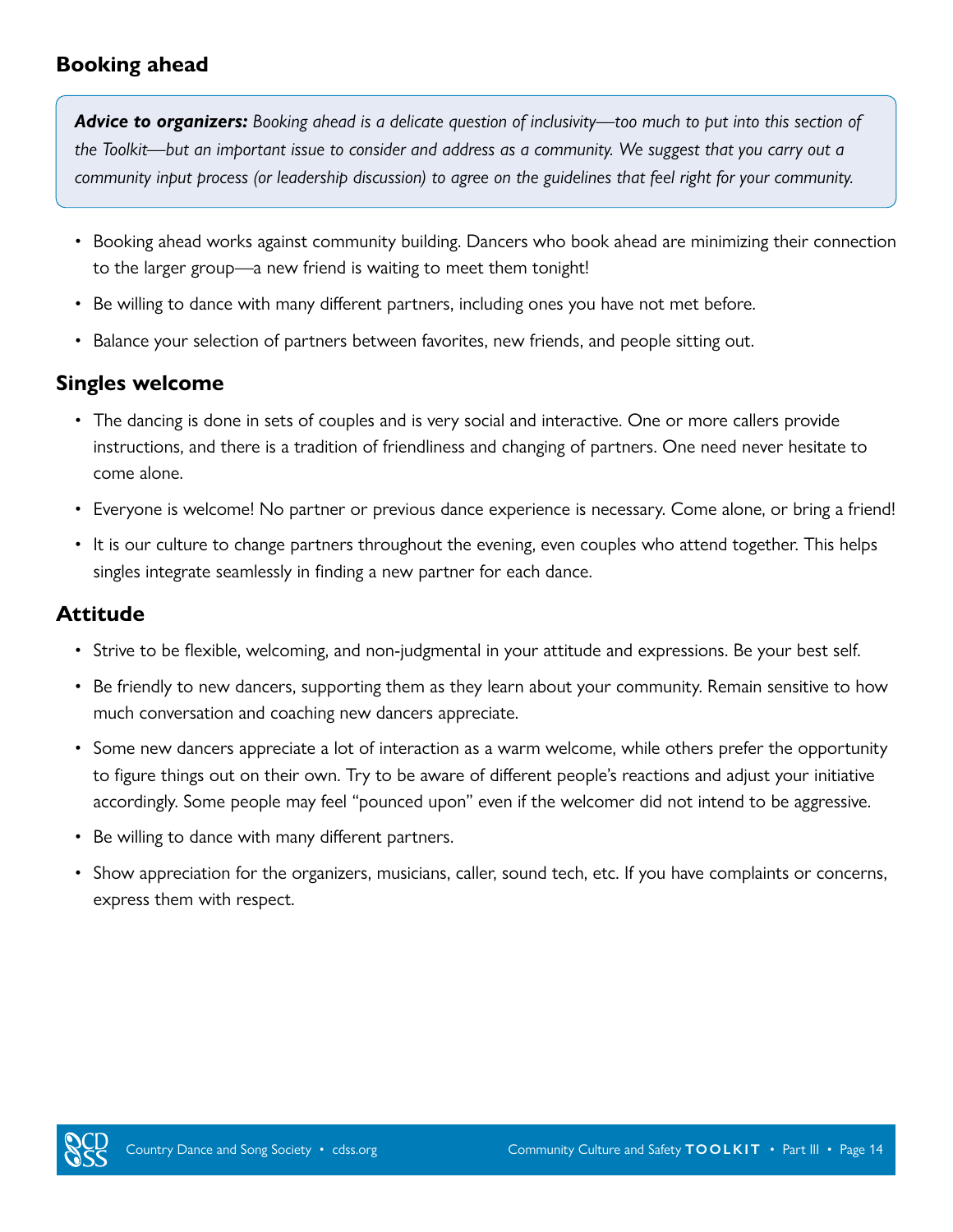## Booking ahead

> ***Advice to organizers:*** *Booking ahead is a delicate question of inclusivity—too much to put into this section of the Toolkit—but an important issue to consider and address as a community. We suggest that you carry out a community input process (or leadership discussion) to agree on the guidelines that feel right for your community.*

- Booking ahead works against community building. Dancers who book ahead are minimizing their connection to the larger group—a new friend is waiting to meet them tonight!
- Be willing to dance with many different partners, including ones you have not met before.
- Balance your selection of partners between favorites, new friends, and people sitting out.

## Singles welcome

- The dancing is done in sets of couples and is very social and interactive. One or more callers provide instructions, and there is a tradition of friendliness and changing of partners. One need never hesitate to come alone.
- Everyone is welcome! No partner or previous dance experience is necessary. Come alone, or bring a friend!
- It is our culture to change partners throughout the evening, even couples who attend together. This helps singles integrate seamlessly in finding a new partner for each dance.

## Attitude

- Strive to be flexible, welcoming, and non-judgmental in your attitude and expressions. Be your best self.
- Be friendly to new dancers, supporting them as they learn about your community. Remain sensitive to how much conversation and coaching new dancers appreciate.
- Some new dancers appreciate a lot of interaction as a warm welcome, while others prefer the opportunity to figure things out on their own. Try to be aware of different people's reactions and adjust your initiative accordingly. Some people may feel "pounced upon" even if the welcomer did not intend to be aggressive.
- Be willing to dance with many different partners.
- Show appreciation for the organizers, musicians, caller, sound tech, etc. If you have complaints or concerns, express them with respect.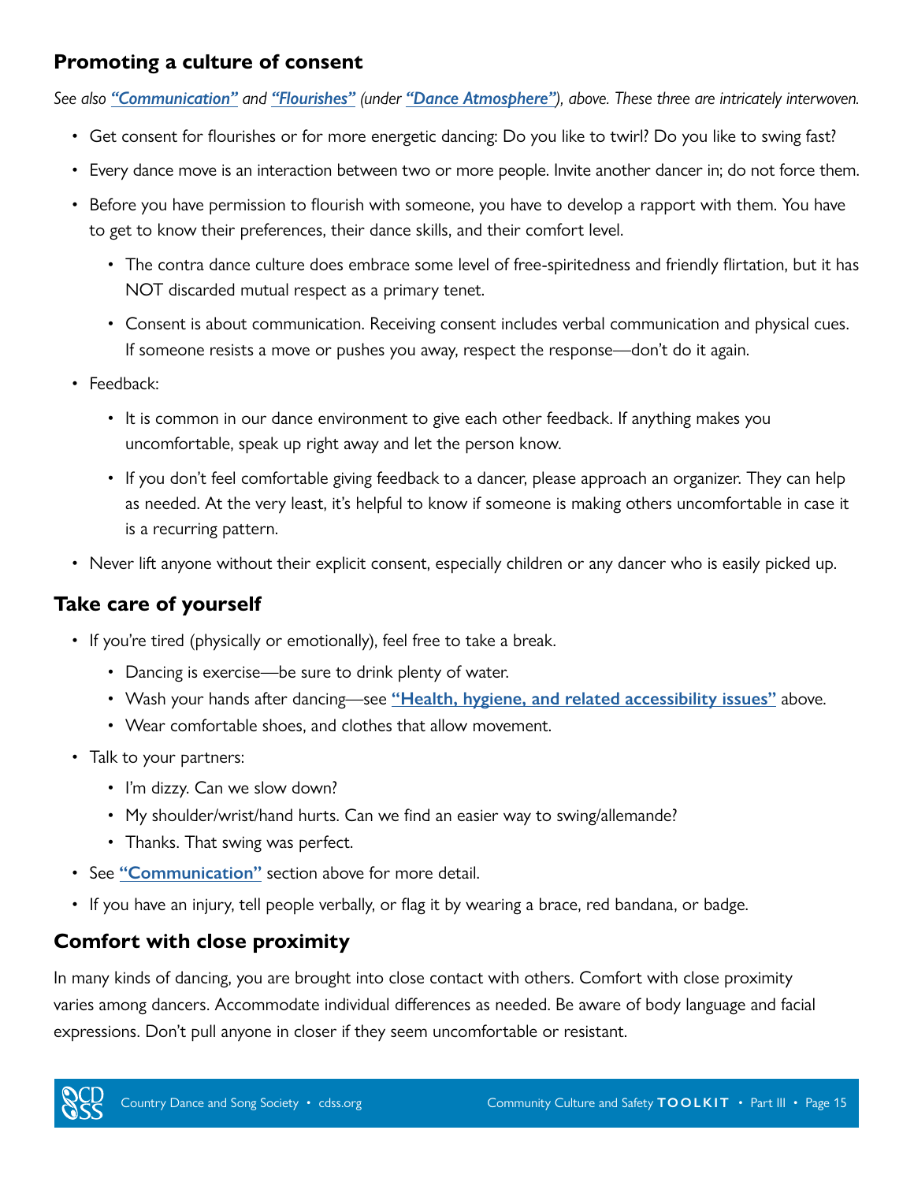## Promoting a culture of consent

*See also ["Communication"](#) and ["Flourishes"](#) (under ["Dance Atmosphere"](#)), above. These three are intricately interwoven.*

- Get consent for flourishes or for more energetic dancing: Do you like to twirl? Do you like to swing fast?
- Every dance move is an interaction between two or more people. Invite another dancer in; do not force them.
- Before you have permission to flourish with someone, you have to develop a rapport with them. You have to get to know their preferences, their dance skills, and their comfort level.
  - The contra dance culture does embrace some level of free-spiritedness and friendly flirtation, but it has NOT discarded mutual respect as a primary tenet.
  - Consent is about communication. Receiving consent includes verbal communication and physical cues. If someone resists a move or pushes you away, respect the response—don't do it again.
- Feedback:
  - It is common in our dance environment to give each other feedback. If anything makes you uncomfortable, speak up right away and let the person know.
  - If you don't feel comfortable giving feedback to a dancer, please approach an organizer. They can help as needed. At the very least, it's helpful to know if someone is making others uncomfortable in case it is a recurring pattern.
- Never lift anyone without their explicit consent, especially children or any dancer who is easily picked up.

## Take care of yourself

- If you're tired (physically or emotionally), feel free to take a break.
  - Dancing is exercise—be sure to drink plenty of water.
  - Wash your hands after dancing—see **["Health, hygiene, and related accessibility issues"](#)** above.
  - Wear comfortable shoes, and clothes that allow movement.
- Talk to your partners:
  - I'm dizzy. Can we slow down?
  - My shoulder/wrist/hand hurts. Can we find an easier way to swing/allemande?
  - Thanks. That swing was perfect.
- See **["Communication"](#)** section above for more detail.
- If you have an injury, tell people verbally, or flag it by wearing a brace, red bandana, or badge.

## Comfort with close proximity

In many kinds of dancing, you are brought into close contact with others. Comfort with close proximity varies among dancers. Accommodate individual differences as needed. Be aware of body language and facial expressions. Don't pull anyone in closer if they seem uncomfortable or resistant.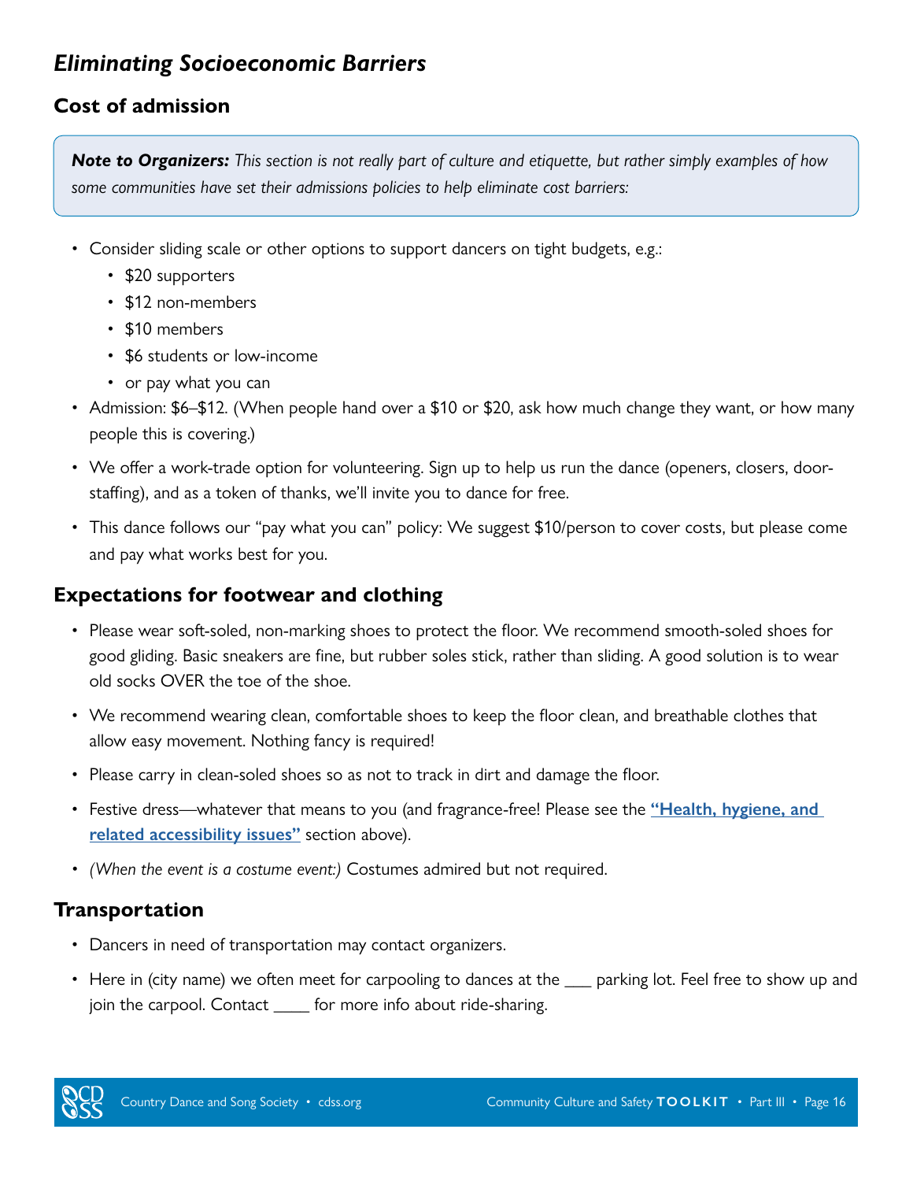## *Eliminating Socioeconomic Barriers*

### Cost of admission

> ***Note to Organizers:*** *This section is not really part of culture and etiquette, but rather simply examples of how some communities have set their admissions policies to help eliminate cost barriers:*

- Consider sliding scale or other options to support dancers on tight budgets, e.g.:
  - $20 supporters
  - $12 non-members
  - $10 members
  - $6 students or low-income
  - or pay what you can
- Admission: $6–$12. (When people hand over a $10 or $20, ask how much change they want, or how many people this is covering.)
- We offer a work-trade option for volunteering. Sign up to help us run the dance (openers, closers, door-staffing), and as a token of thanks, we'll invite you to dance for free.
- This dance follows our "pay what you can" policy: We suggest $10/person to cover costs, but please come and pay what works best for you.

### Expectations for footwear and clothing

- Please wear soft-soled, non-marking shoes to protect the floor. We recommend smooth-soled shoes for good gliding. Basic sneakers are fine, but rubber soles stick, rather than sliding. A good solution is to wear old socks OVER the toe of the shoe.
- We recommend wearing clean, comfortable shoes to keep the floor clean, and breathable clothes that allow easy movement. Nothing fancy is required!
- Please carry in clean-soled shoes so as not to track in dirt and damage the floor.
- Festive dress—whatever that means to you (and fragrance-free! Please see the **"Health, hygiene, and related accessibility issues"** section above).
- *(When the event is a costume event:)* Costumes admired but not required.

### Transportation

- Dancers in need of transportation may contact organizers.
- Here in (city name) we often meet for carpooling to dances at the ___ parking lot. Feel free to show up and join the carpool. Contact ____ for more info about ride-sharing.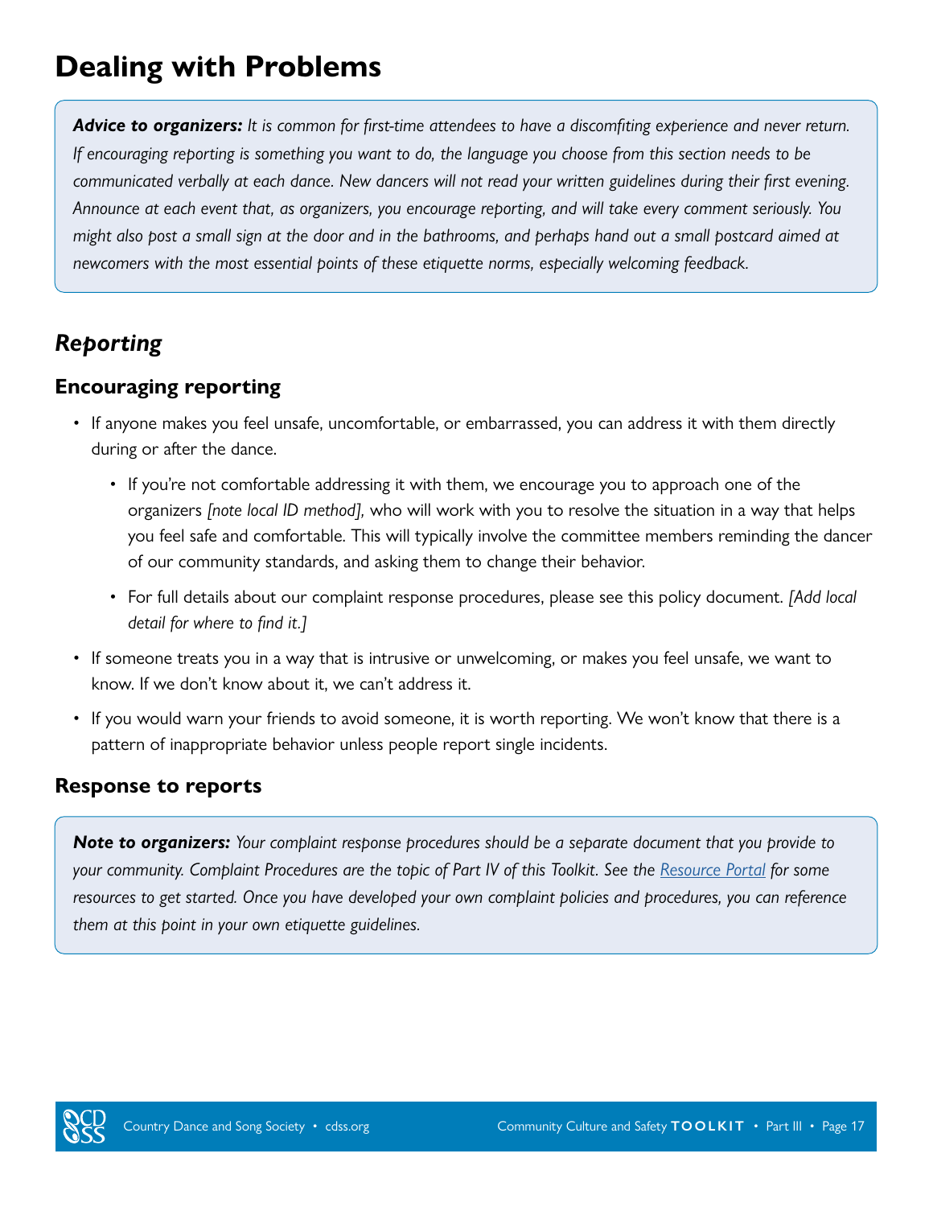# Dealing with Problems

***Advice to organizers:** It is common for first-time attendees to have a discomfiting experience and never return. If encouraging reporting is something you want to do, the language you choose from this section needs to be communicated verbally at each dance. New dancers will not read your written guidelines during their first evening. Announce at each event that, as organizers, you encourage reporting, and will take every comment seriously. You might also post a small sign at the door and in the bathrooms, and perhaps hand out a small postcard aimed at newcomers with the most essential points of these etiquette norms, especially welcoming feedback.*

## *Reporting*

### Encouraging reporting

- If anyone makes you feel unsafe, uncomfortable, or embarrassed, you can address it with them directly during or after the dance.
  - If you're not comfortable addressing it with them, we encourage you to approach one of the organizers *[note local ID method],* who will work with you to resolve the situation in a way that helps you feel safe and comfortable. This will typically involve the committee members reminding the dancer of our community standards, and asking them to change their behavior.
  - For full details about our complaint response procedures, please see this policy document. *[Add local detail for where to find it.]*
- If someone treats you in a way that is intrusive or unwelcoming, or makes you feel unsafe, we want to know. If we don't know about it, we can't address it.
- If you would warn your friends to avoid someone, it is worth reporting. We won't know that there is a pattern of inappropriate behavior unless people report single incidents.

### Response to reports

***Note to organizers:** Your complaint response procedures should be a separate document that you provide to your community. Complaint Procedures are the topic of Part IV of this Toolkit. See the Resource Portal for some resources to get started. Once you have developed your own complaint policies and procedures, you can reference them at this point in your own etiquette guidelines.*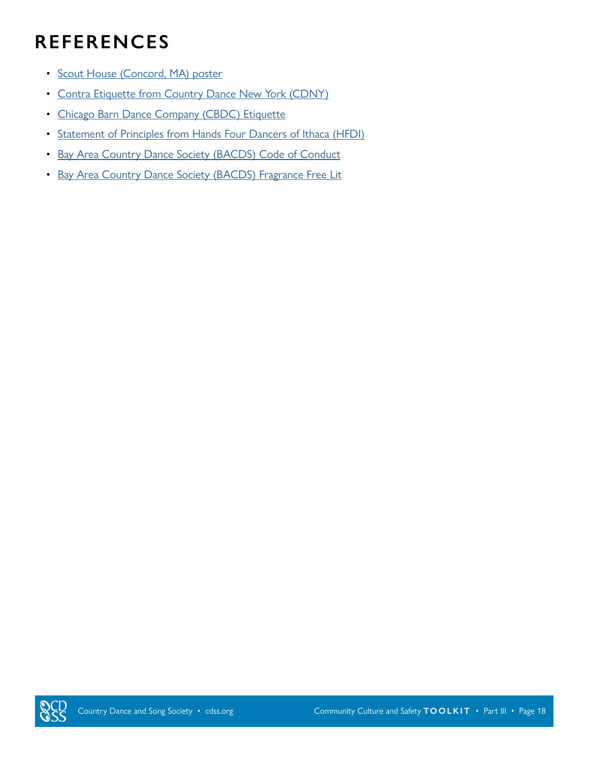# REFERENCES

- Scout House (Concord, MA) poster
- Contra Etiquette from Country Dance New York (CDNY)
- Chicago Barn Dance Company (CBDC) Etiquette
- Statement of Principles from Hands Four Dancers of Ithaca (HFDI)
- Bay Area Country Dance Society (BACDS) Code of Conduct
- Bay Area Country Dance Society (BACDS) Fragrance Free Lit